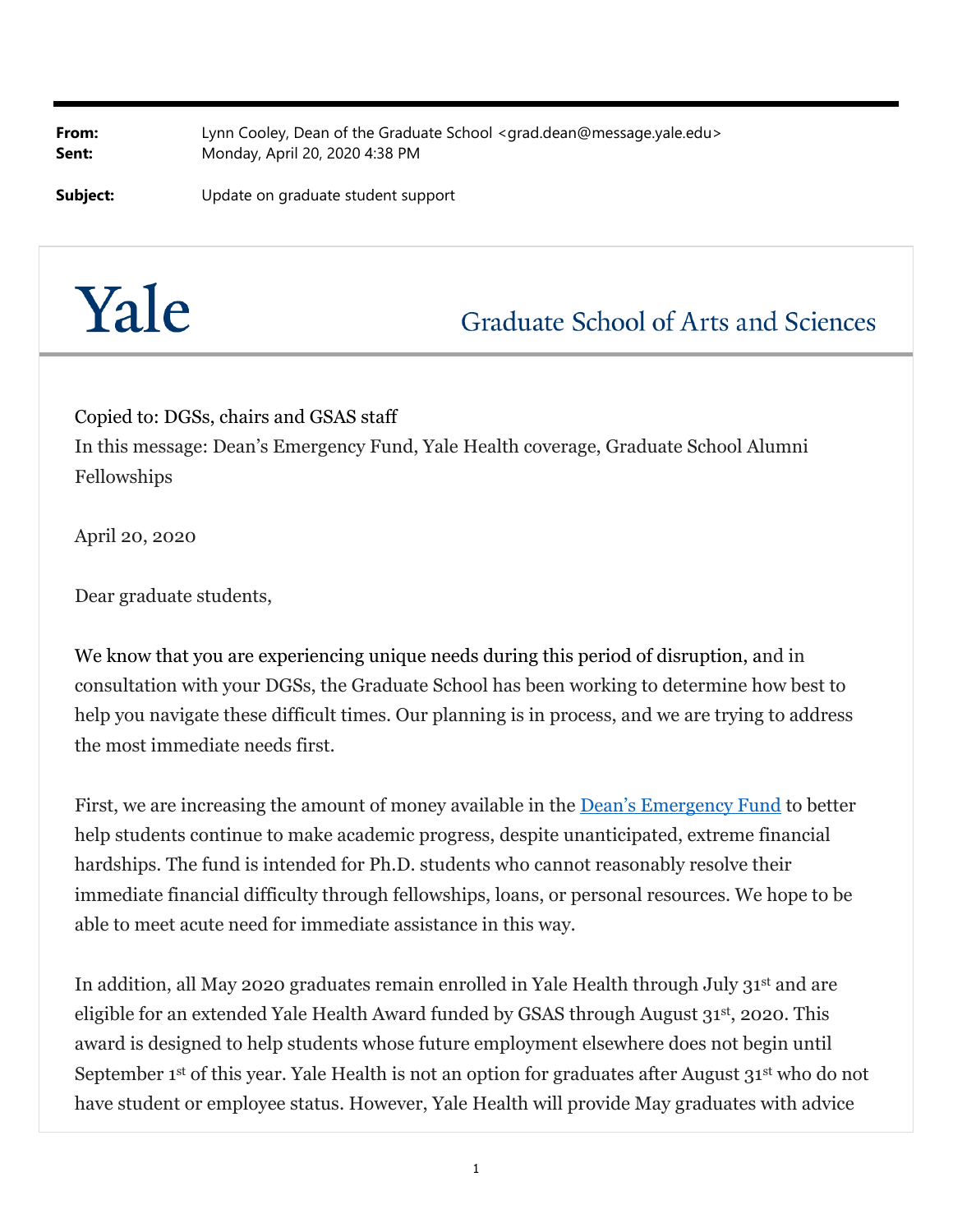**From:** Lynn Cooley, Dean of the Graduate School <grad.dean@message.yale.edu>
**Sent:** Monday, April 20, 2020 4:38 PM

**Subject:** Update on graduate student support

# Yale Graduate School of Arts and Sciences

Copied to: DGSs, chairs and GSAS staff
In this message: Dean's Emergency Fund, Yale Health coverage, Graduate School Alumni Fellowships

April 20, 2020

Dear graduate students,

We know that you are experiencing unique needs during this period of disruption, and in consultation with your DGSs, the Graduate School has been working to determine how best to help you navigate these difficult times. Our planning is in process, and we are trying to address the most immediate needs first.

First, we are increasing the amount of money available in the [Dean's Emergency Fund] to better help students continue to make academic progress, despite unanticipated, extreme financial hardships. The fund is intended for Ph.D. students who cannot reasonably resolve their immediate financial difficulty through fellowships, loans, or personal resources. We hope to be able to meet acute need for immediate assistance in this way.

In addition, all May 2020 graduates remain enrolled in Yale Health through July 31st and are eligible for an extended Yale Health Award funded by GSAS through August 31st, 2020. This award is designed to help students whose future employment elsewhere does not begin until September 1st of this year. Yale Health is not an option for graduates after August 31st who do not have student or employee status. However, Yale Health will provide May graduates with advice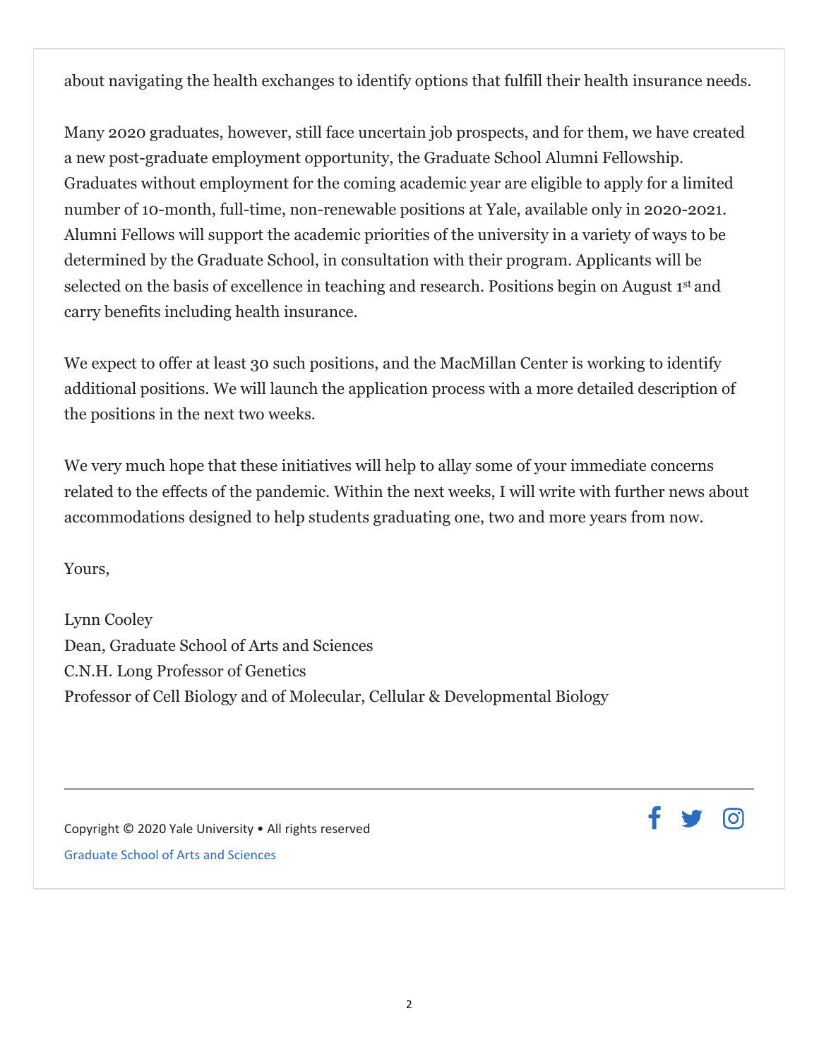about navigating the health exchanges to identify options that fulfill their health insurance needs.

Many 2020 graduates, however, still face uncertain job prospects, and for them, we have created a new post-graduate employment opportunity, the Graduate School Alumni Fellowship. Graduates without employment for the coming academic year are eligible to apply for a limited number of 10-month, full-time, non-renewable positions at Yale, available only in 2020-2021. Alumni Fellows will support the academic priorities of the university in a variety of ways to be determined by the Graduate School, in consultation with their program. Applicants will be selected on the basis of excellence in teaching and research. Positions begin on August 1st and carry benefits including health insurance.

We expect to offer at least 30 such positions, and the MacMillan Center is working to identify additional positions. We will launch the application process with a more detailed description of the positions in the next two weeks.

We very much hope that these initiatives will help to allay some of your immediate concerns related to the effects of the pandemic. Within the next weeks, I will write with further news about accommodations designed to help students graduating one, two and more years from now.

Yours,

Lynn Cooley
Dean, Graduate School of Arts and Sciences
C.N.H. Long Professor of Genetics
Professor of Cell Biology and of Molecular, Cellular & Developmental Biology

---

Copyright © 2020 Yale University • All rights reserved

Graduate School of Arts and Sciences